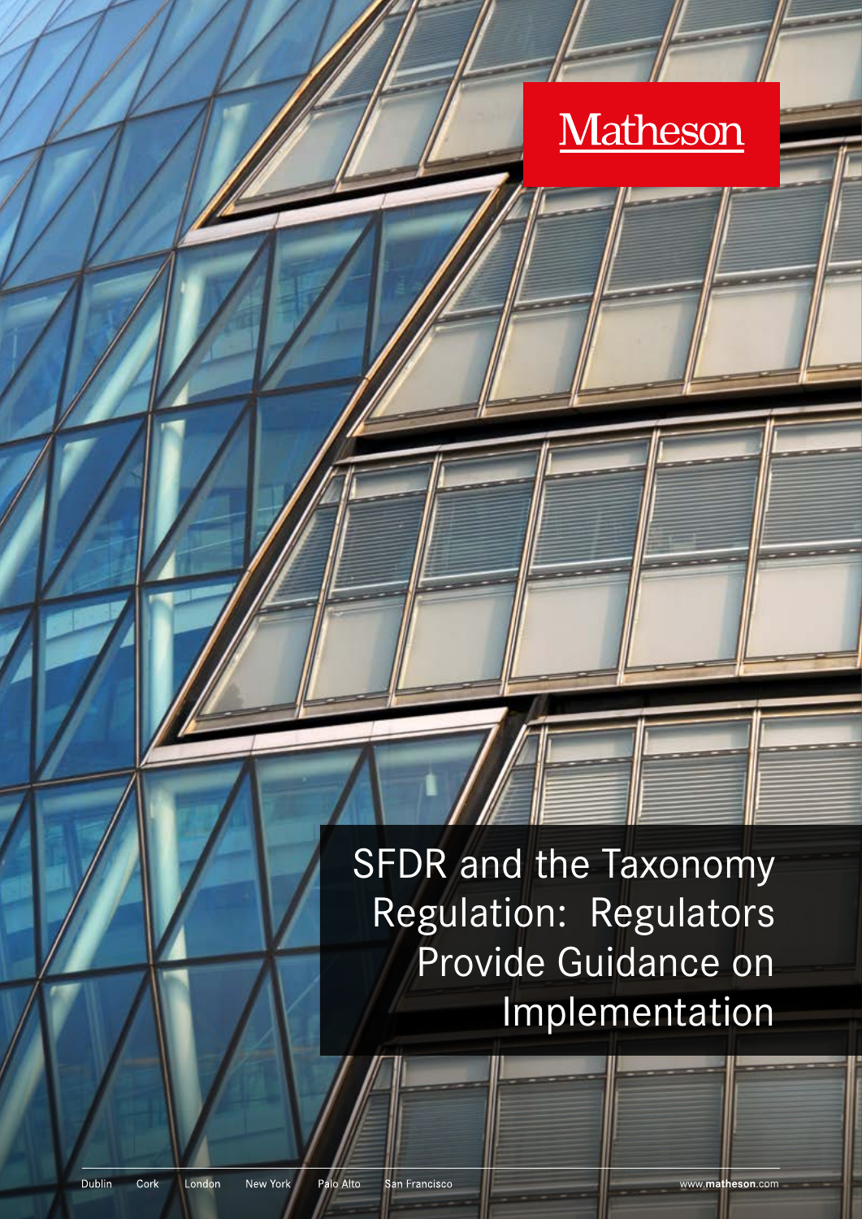Matheson

# SFDR and the Taxonomy Regulation: Regulators Provide Guidance on Implementation

Dublin Cork London New York Palo Alto San Francisco

www.matheson.com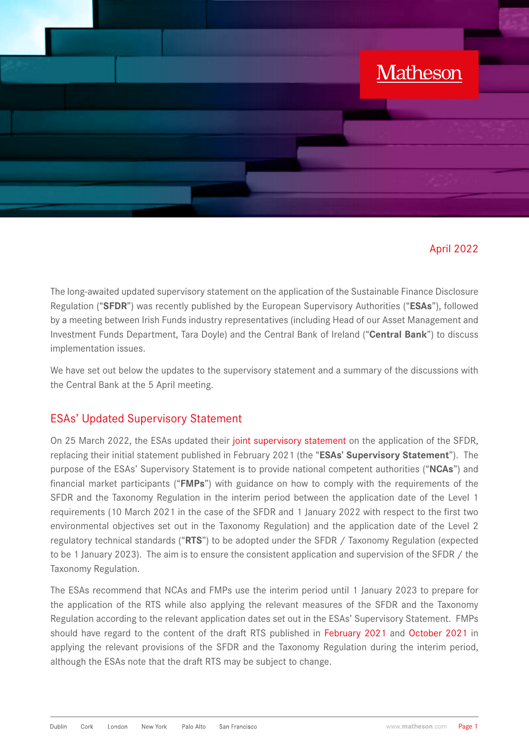April 2022

The long-awaited updated supervisory statement on the application of the Sustainable Finance Disclosure Regulation ("**SFDR**") was recently published by the European Supervisory Authorities ("**ESAs**"), followed by a meeting between Irish Funds industry representatives (including Head of our Asset Management and Investment Funds Department, Tara Doyle) and the Central Bank of Ireland ("**Central Bank**") to discuss implementation issues.

We have set out below the updates to the supervisory statement and a summary of the discussions with the Central Bank at the 5 April meeting.

## ESAs' Updated Supervisory Statement

On 25 March 2022, the ESAs updated their joint supervisory statement on the application of the SFDR, replacing their initial statement published in February 2021 (the "**ESAs' Supervisory Statement**"). The purpose of the ESAs' Supervisory Statement is to provide national competent authorities ("**NCAs**") and financial market participants ("**FMPs**") with guidance on how to comply with the requirements of the SFDR and the Taxonomy Regulation in the interim period between the application date of the Level 1 requirements (10 March 2021 in the case of the SFDR and 1 January 2022 with respect to the first two environmental objectives set out in the Taxonomy Regulation) and the application date of the Level 2 regulatory technical standards ("**RTS**") to be adopted under the SFDR / Taxonomy Regulation (expected to be 1 January 2023). The aim is to ensure the consistent application and supervision of the SFDR / the Taxonomy Regulation.

The ESAs recommend that NCAs and FMPs use the interim period until 1 January 2023 to prepare for the application of the RTS while also applying the relevant measures of the SFDR and the Taxonomy Regulation according to the relevant application dates set out in the ESAs' Supervisory Statement. FMPs should have regard to the content of the draft RTS published in February 2021 and October 2021 in applying the relevant provisions of the SFDR and the Taxonomy Regulation during the interim period, although the ESAs note that the draft RTS may be subject to change.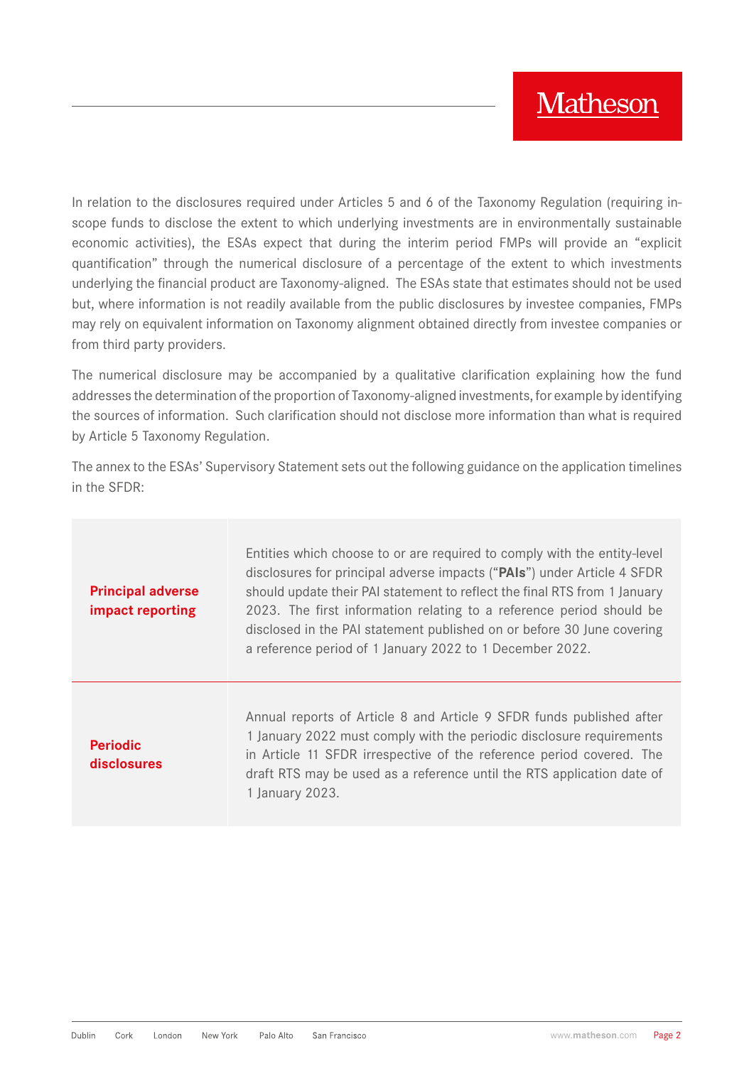In relation to the disclosures required under Articles 5 and 6 of the Taxonomy Regulation (requiring in-scope funds to disclose the extent to which underlying investments are in environmentally sustainable economic activities), the ESAs expect that during the interim period FMPs will provide an "explicit quantification" through the numerical disclosure of a percentage of the extent to which investments underlying the financial product are Taxonomy-aligned. The ESAs state that estimates should not be used but, where information is not readily available from the public disclosures by investee companies, FMPs may rely on equivalent information on Taxonomy alignment obtained directly from investee companies or from third party providers.

The numerical disclosure may be accompanied by a qualitative clarification explaining how the fund addresses the determination of the proportion of Taxonomy-aligned investments, for example by identifying the sources of information. Such clarification should not disclose more information than what is required by Article 5 Taxonomy Regulation.

The annex to the ESAs' Supervisory Statement sets out the following guidance on the application timelines in the SFDR:

| | |
|---|---|
| **Principal adverse impact reporting** | Entities which choose to or are required to comply with the entity-level disclosures for principal adverse impacts ("**PAIs**") under Article 4 SFDR should update their PAI statement to reflect the final RTS from 1 January 2023. The first information relating to a reference period should be disclosed in the PAI statement published on or before 30 June covering a reference period of 1 January 2022 to 1 December 2022. |
| **Periodic disclosures** | Annual reports of Article 8 and Article 9 SFDR funds published after 1 January 2022 must comply with the periodic disclosure requirements in Article 11 SFDR irrespective of the reference period covered. The draft RTS may be used as a reference until the RTS application date of 1 January 2023. |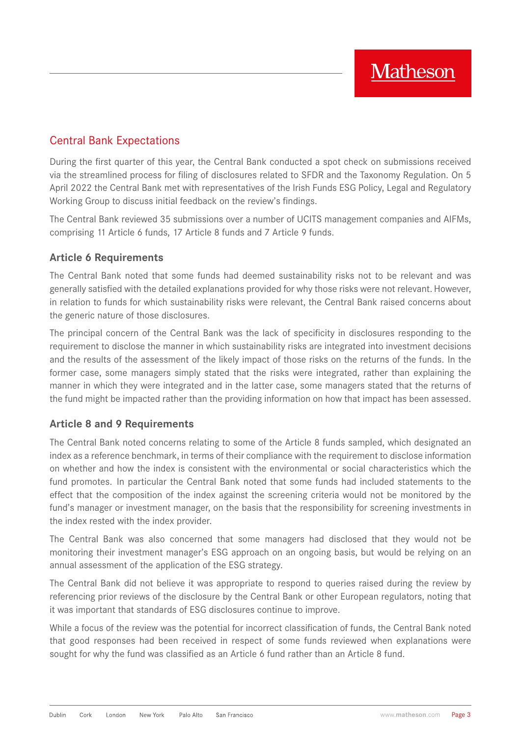## Central Bank Expectations

During the first quarter of this year, the Central Bank conducted a spot check on submissions received via the streamlined process for filing of disclosures related to SFDR and the Taxonomy Regulation. On 5 April 2022 the Central Bank met with representatives of the Irish Funds ESG Policy, Legal and Regulatory Working Group to discuss initial feedback on the review's findings.

The Central Bank reviewed 35 submissions over a number of UCITS management companies and AIFMs, comprising 11 Article 6 funds, 17 Article 8 funds and 7 Article 9 funds.

### Article 6 Requirements

The Central Bank noted that some funds had deemed sustainability risks not to be relevant and was generally satisfied with the detailed explanations provided for why those risks were not relevant. However, in relation to funds for which sustainability risks were relevant, the Central Bank raised concerns about the generic nature of those disclosures.

The principal concern of the Central Bank was the lack of specificity in disclosures responding to the requirement to disclose the manner in which sustainability risks are integrated into investment decisions and the results of the assessment of the likely impact of those risks on the returns of the funds. In the former case, some managers simply stated that the risks were integrated, rather than explaining the manner in which they were integrated and in the latter case, some managers stated that the returns of the fund might be impacted rather than the providing information on how that impact has been assessed.

### Article 8 and 9 Requirements

The Central Bank noted concerns relating to some of the Article 8 funds sampled, which designated an index as a reference benchmark, in terms of their compliance with the requirement to disclose information on whether and how the index is consistent with the environmental or social characteristics which the fund promotes. In particular the Central Bank noted that some funds had included statements to the effect that the composition of the index against the screening criteria would not be monitored by the fund's manager or investment manager, on the basis that the responsibility for screening investments in the index rested with the index provider.

The Central Bank was also concerned that some managers had disclosed that they would not be monitoring their investment manager's ESG approach on an ongoing basis, but would be relying on an annual assessment of the application of the ESG strategy.

The Central Bank did not believe it was appropriate to respond to queries raised during the review by referencing prior reviews of the disclosure by the Central Bank or other European regulators, noting that it was important that standards of ESG disclosures continue to improve.

While a focus of the review was the potential for incorrect classification of funds, the Central Bank noted that good responses had been received in respect of some funds reviewed when explanations were sought for why the fund was classified as an Article 6 fund rather than an Article 8 fund.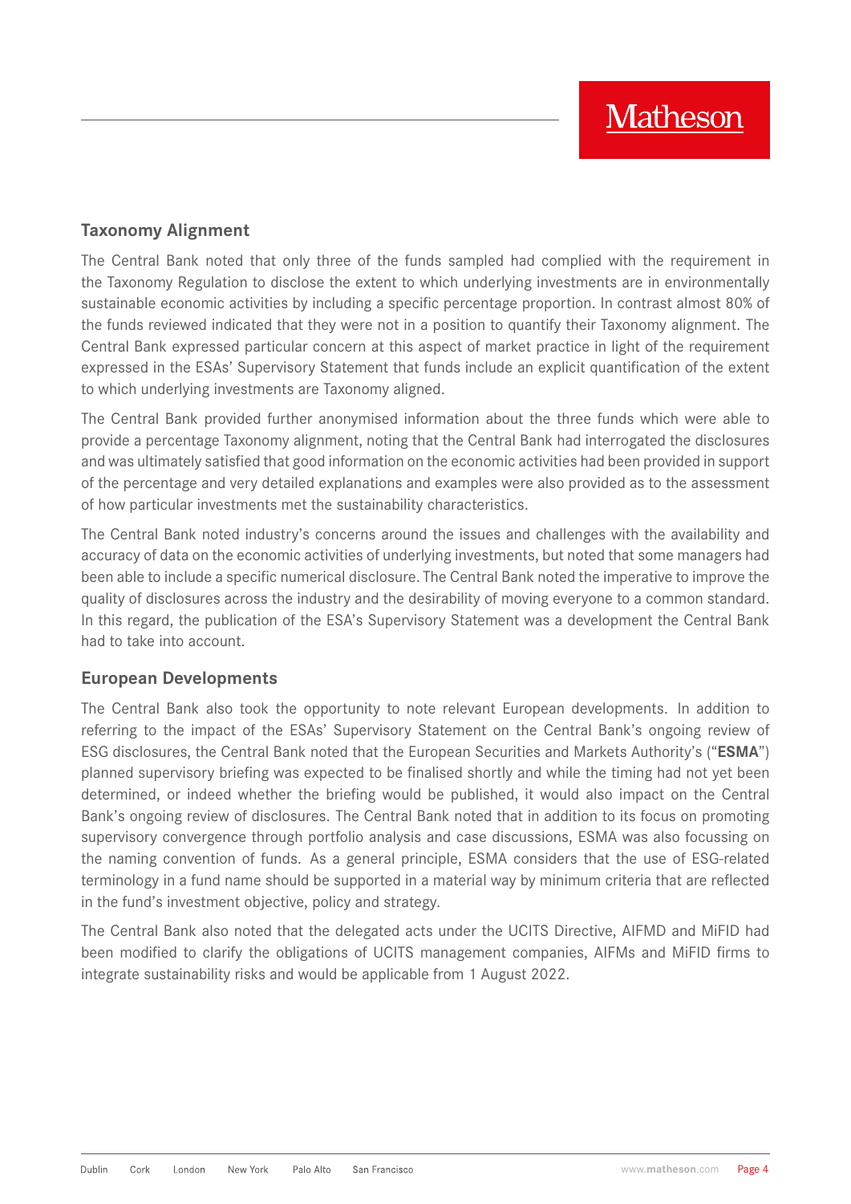## Taxonomy Alignment

The Central Bank noted that only three of the funds sampled had complied with the requirement in the Taxonomy Regulation to disclose the extent to which underlying investments are in environmentally sustainable economic activities by including a specific percentage proportion. In contrast almost 80% of the funds reviewed indicated that they were not in a position to quantify their Taxonomy alignment. The Central Bank expressed particular concern at this aspect of market practice in light of the requirement expressed in the ESAs' Supervisory Statement that funds include an explicit quantification of the extent to which underlying investments are Taxonomy aligned.

The Central Bank provided further anonymised information about the three funds which were able to provide a percentage Taxonomy alignment, noting that the Central Bank had interrogated the disclosures and was ultimately satisfied that good information on the economic activities had been provided in support of the percentage and very detailed explanations and examples were also provided as to the assessment of how particular investments met the sustainability characteristics.

The Central Bank noted industry's concerns around the issues and challenges with the availability and accuracy of data on the economic activities of underlying investments, but noted that some managers had been able to include a specific numerical disclosure. The Central Bank noted the imperative to improve the quality of disclosures across the industry and the desirability of moving everyone to a common standard. In this regard, the publication of the ESA's Supervisory Statement was a development the Central Bank had to take into account.

## European Developments

The Central Bank also took the opportunity to note relevant European developments. In addition to referring to the impact of the ESAs' Supervisory Statement on the Central Bank's ongoing review of ESG disclosures, the Central Bank noted that the European Securities and Markets Authority's ("**ESMA**") planned supervisory briefing was expected to be finalised shortly and while the timing had not yet been determined, or indeed whether the briefing would be published, it would also impact on the Central Bank's ongoing review of disclosures. The Central Bank noted that in addition to its focus on promoting supervisory convergence through portfolio analysis and case discussions, ESMA was also focussing on the naming convention of funds. As a general principle, ESMA considers that the use of ESG-related terminology in a fund name should be supported in a material way by minimum criteria that are reflected in the fund's investment objective, policy and strategy.

The Central Bank also noted that the delegated acts under the UCITS Directive, AIFMD and MiFID had been modified to clarify the obligations of UCITS management companies, AIFMs and MiFID firms to integrate sustainability risks and would be applicable from 1 August 2022.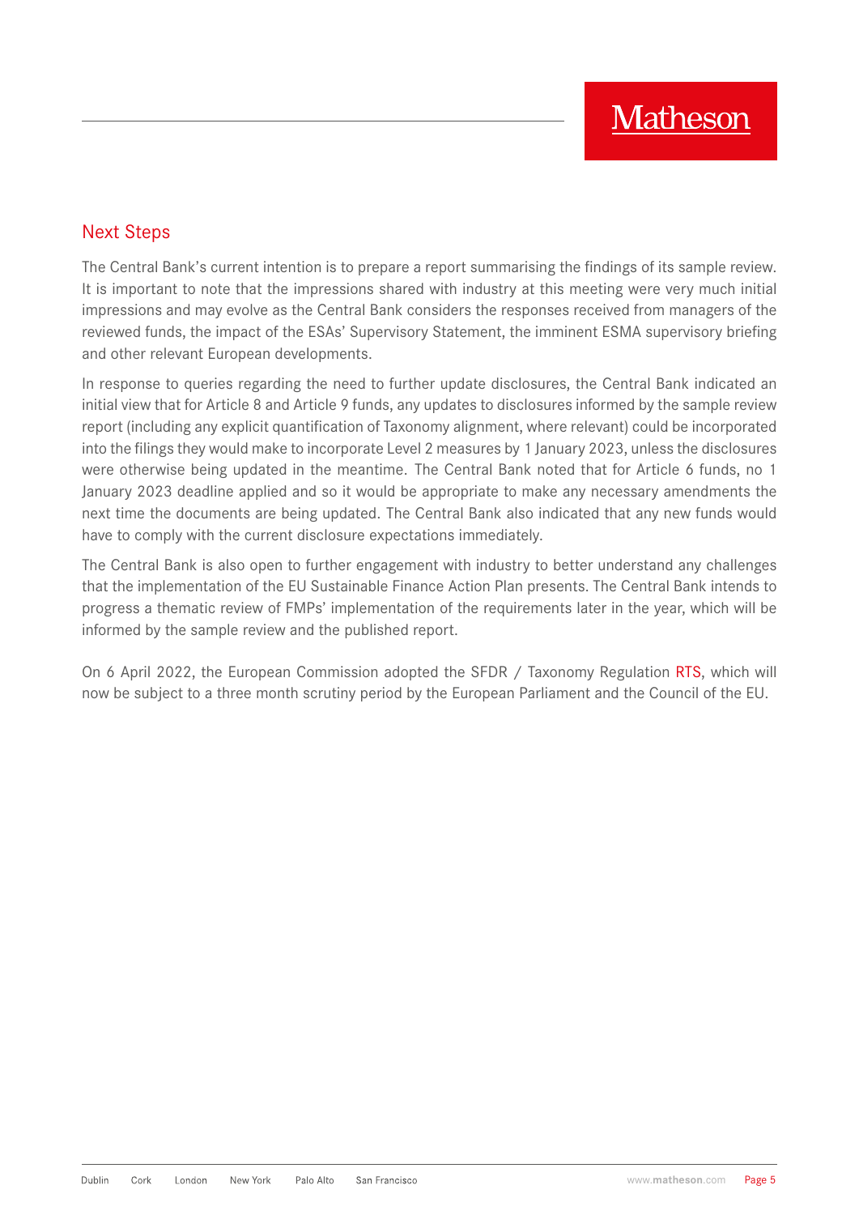## Next Steps

The Central Bank's current intention is to prepare a report summarising the findings of its sample review. It is important to note that the impressions shared with industry at this meeting were very much initial impressions and may evolve as the Central Bank considers the responses received from managers of the reviewed funds, the impact of the ESAs' Supervisory Statement, the imminent ESMA supervisory briefing and other relevant European developments.

In response to queries regarding the need to further update disclosures, the Central Bank indicated an initial view that for Article 8 and Article 9 funds, any updates to disclosures informed by the sample review report (including any explicit quantification of Taxonomy alignment, where relevant) could be incorporated into the filings they would make to incorporate Level 2 measures by 1 January 2023, unless the disclosures were otherwise being updated in the meantime. The Central Bank noted that for Article 6 funds, no 1 January 2023 deadline applied and so it would be appropriate to make any necessary amendments the next time the documents are being updated. The Central Bank also indicated that any new funds would have to comply with the current disclosure expectations immediately.

The Central Bank is also open to further engagement with industry to better understand any challenges that the implementation of the EU Sustainable Finance Action Plan presents. The Central Bank intends to progress a thematic review of FMPs' implementation of the requirements later in the year, which will be informed by the sample review and the published report.

On 6 April 2022, the European Commission adopted the SFDR / Taxonomy Regulation RTS, which will now be subject to a three month scrutiny period by the European Parliament and the Council of the EU.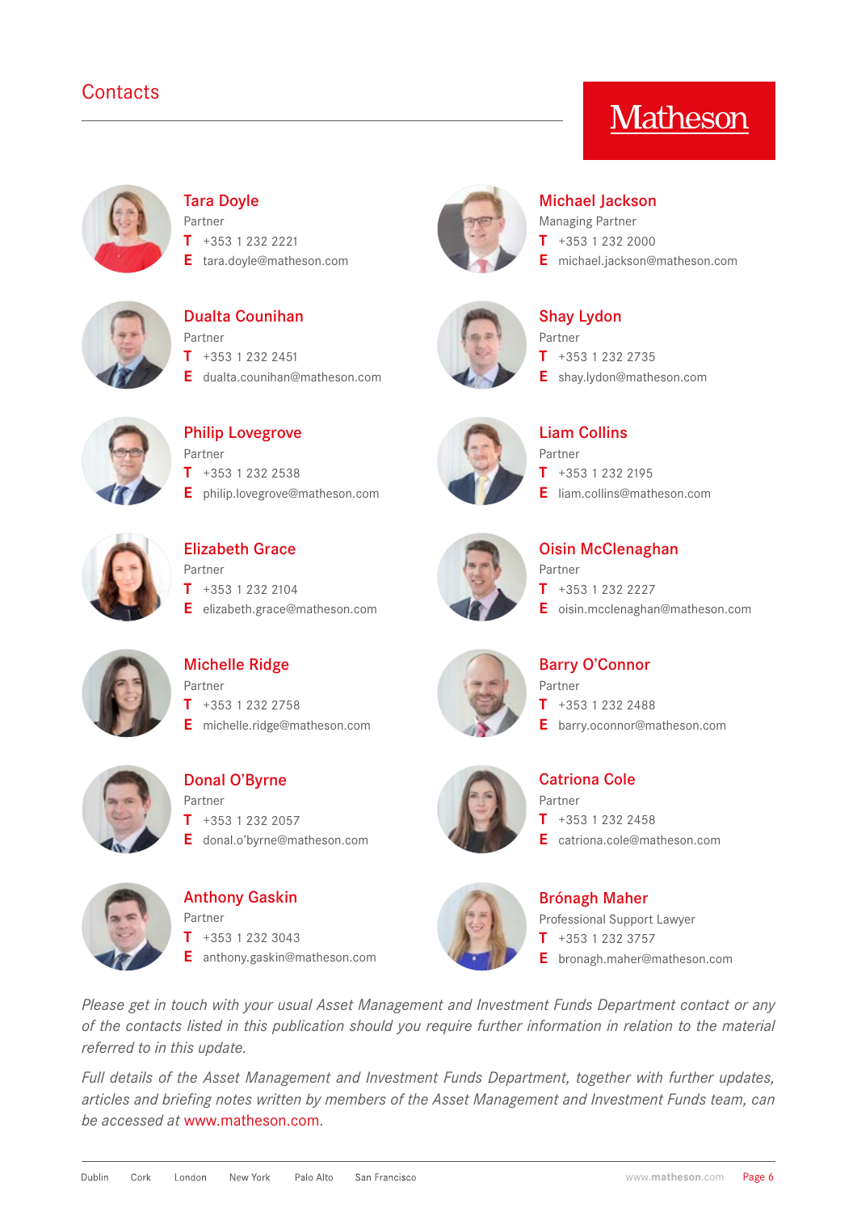# Contacts

Matheson

**Tara Doyle**
Partner
T +353 1 232 2221
E tara.doyle@matheson.com

**Michael Jackson**
Managing Partner
T +353 1 232 2000
E michael.jackson@matheson.com

**Dualta Counihan**
Partner
T +353 1 232 2451
E dualta.counihan@matheson.com

**Shay Lydon**
Partner
T +353 1 232 2735
E shay.lydon@matheson.com

**Philip Lovegrove**
Partner
T +353 1 232 2538
E philip.lovegrove@matheson.com

**Liam Collins**
Partner
T +353 1 232 2195
E liam.collins@matheson.com

**Elizabeth Grace**
Partner
T +353 1 232 2104
E elizabeth.grace@matheson.com

**Oisin McClenaghan**
Partner
T +353 1 232 2227
E oisin.mcclenaghan@matheson.com

**Michelle Ridge**
Partner
T +353 1 232 2758
E michelle.ridge@matheson.com

**Barry O'Connor**
Partner
T +353 1 232 2488
E barry.oconnor@matheson.com

**Donal O'Byrne**
Partner
T +353 1 232 2057
E donal.o'byrne@matheson.com

**Catriona Cole**
Partner
T +353 1 232 2458
E catriona.cole@matheson.com

**Anthony Gaskin**
Partner
T +353 1 232 3043
E anthony.gaskin@matheson.com

**Brónagh Maher**
Professional Support Lawyer
T +353 1 232 3757
E bronagh.maher@matheson.com

*Please get in touch with your usual Asset Management and Investment Funds Department contact or any of the contacts listed in this publication should you require further information in relation to the material referred to in this update.*

*Full details of the Asset Management and Investment Funds Department, together with further updates, articles and briefing notes written by members of the Asset Management and Investment Funds team, can be accessed at* www.matheson.com.

Dublin Cork London New York Palo Alto San Francisco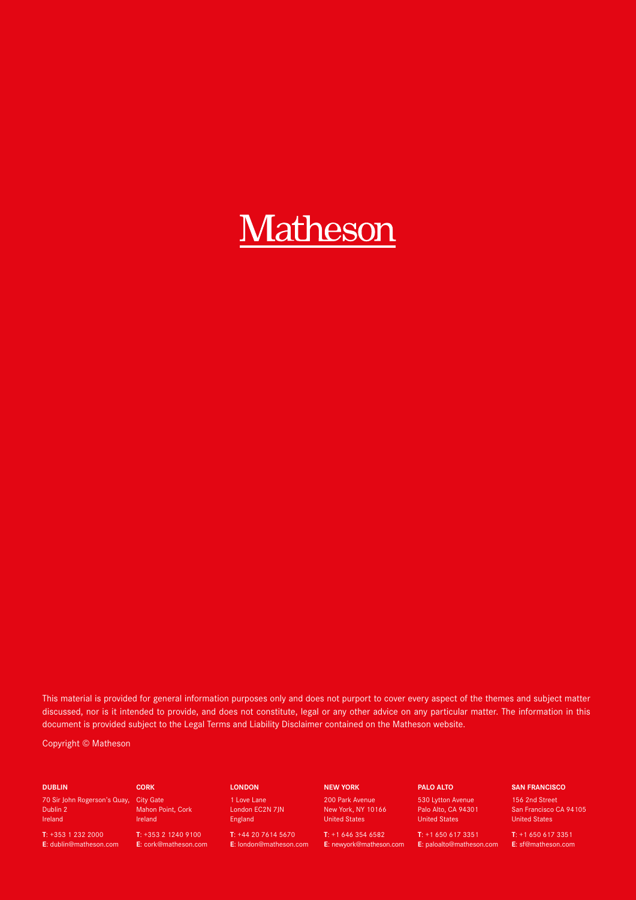# Matheson

This material is provided for general information purposes only and does not purport to cover every aspect of the themes and subject matter discussed, nor is it intended to provide, and does not constitute, legal or any other advice on any particular matter. The information in this document is provided subject to the Legal Terms and Liability Disclaimer contained on the Matheson website.

Copyright © Matheson

**DUBLIN**
70 Sir John Rogerson's Quay,
Dublin 2
Ireland

**T**: +353 1 232 2000
**E**: dublin@matheson.com

**CORK**
City Gate
Mahon Point, Cork
Ireland

**T**: +353 2 1240 9100
**E**: cork@matheson.com

**LONDON**
1 Love Lane
London EC2N 7JN
England

**T**: +44 20 7614 5670
**E**: london@matheson.com

**NEW YORK**
200 Park Avenue
New York, NY 10166
United States

**T**: +1 646 354 6582
**E**: newyork@matheson.com

**PALO ALTO**
530 Lytton Avenue
Palo Alto, CA 94301
United States

**T**: +1 650 617 3351
**E**: paloalto@matheson.com

**SAN FRANCISCO**
156 2nd Street
San Francisco CA 94105
United States

**T**: +1 650 617 3351
**E**: sf@matheson.com